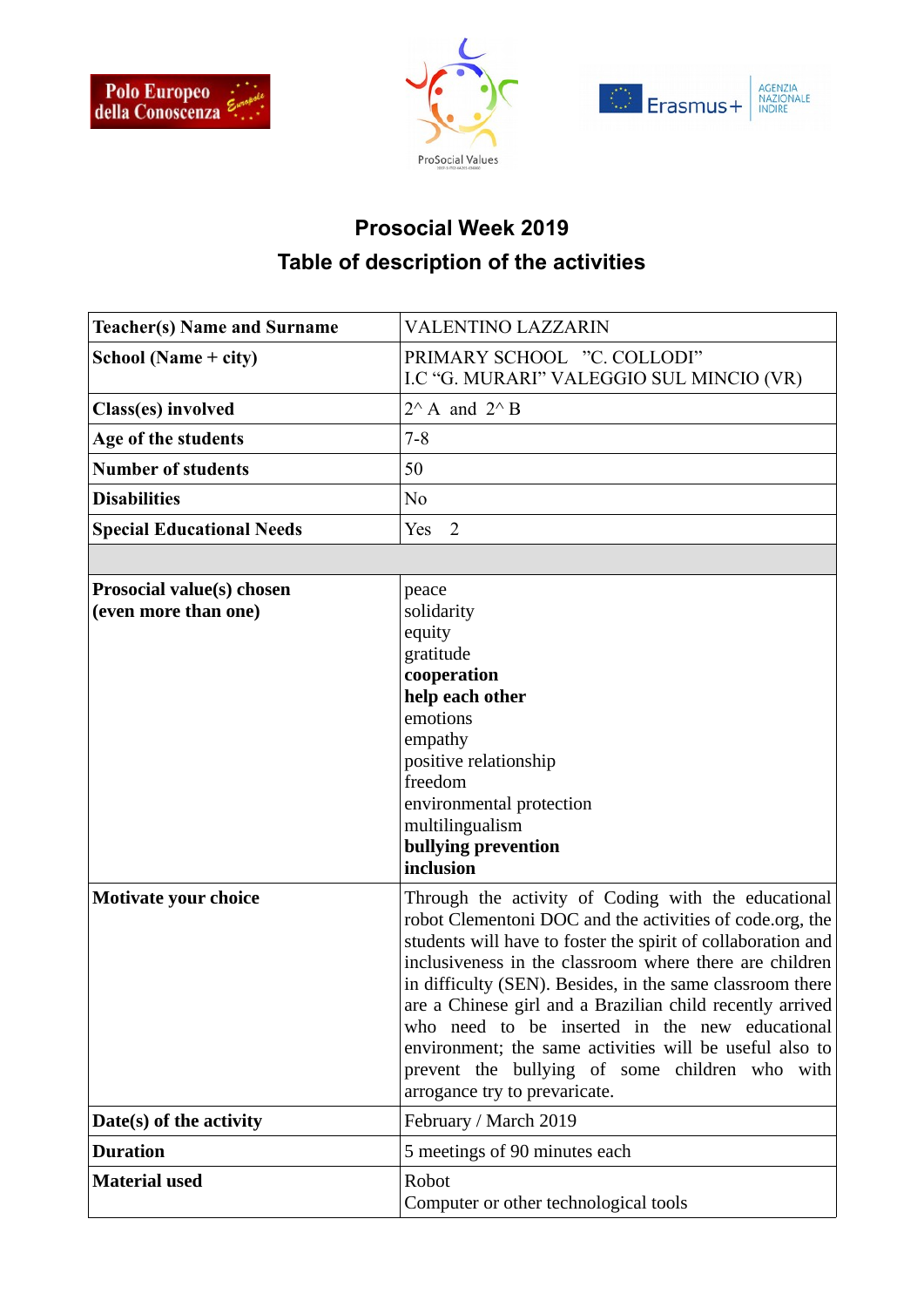# Prosocial Week 2019

## Table of description of the activities

| **Teacher(s) Name and Surname** | VALENTINO LAZZARIN |
|---|---|
| **School (Name + city)** | PRIMARY SCHOOL "C. COLLODI"<br>I.C "G. MURARI" VALEGGIO SUL MINCIO (VR) |
| **Class(es) involved** | 2^ A and 2^ B |
| **Age of the students** | 7-8 |
| **Number of students** | 50 |
| **Disabilities** | No |
| **Special Educational Needs** | Yes 2 |
| | |
| **Prosocial value(s) chosen (even more than one)** | peace<br>solidarity<br>equity<br>gratitude<br>**cooperation**<br>**help each other**<br>emotions<br>empathy<br>positive relationship<br>freedom<br>environmental protection<br>multilingualism<br>**bullying prevention**<br>**inclusion** |
| **Motivate your choice** | Through the activity of Coding with the educational robot Clementoni DOC and the activities of code.org, the students will have to foster the spirit of collaboration and inclusiveness in the classroom where there are children in difficulty (SEN). Besides, in the same classroom there are a Chinese girl and a Brazilian child recently arrived who need to be inserted in the new educational environment; the same activities will be useful also to prevent the bullying of some children who with arrogance try to prevaricate. |
| **Date(s) of the activity** | February / March 2019 |
| **Duration** | 5 meetings of 90 minutes each |
| **Material used** | Robot<br>Computer or other technological tools |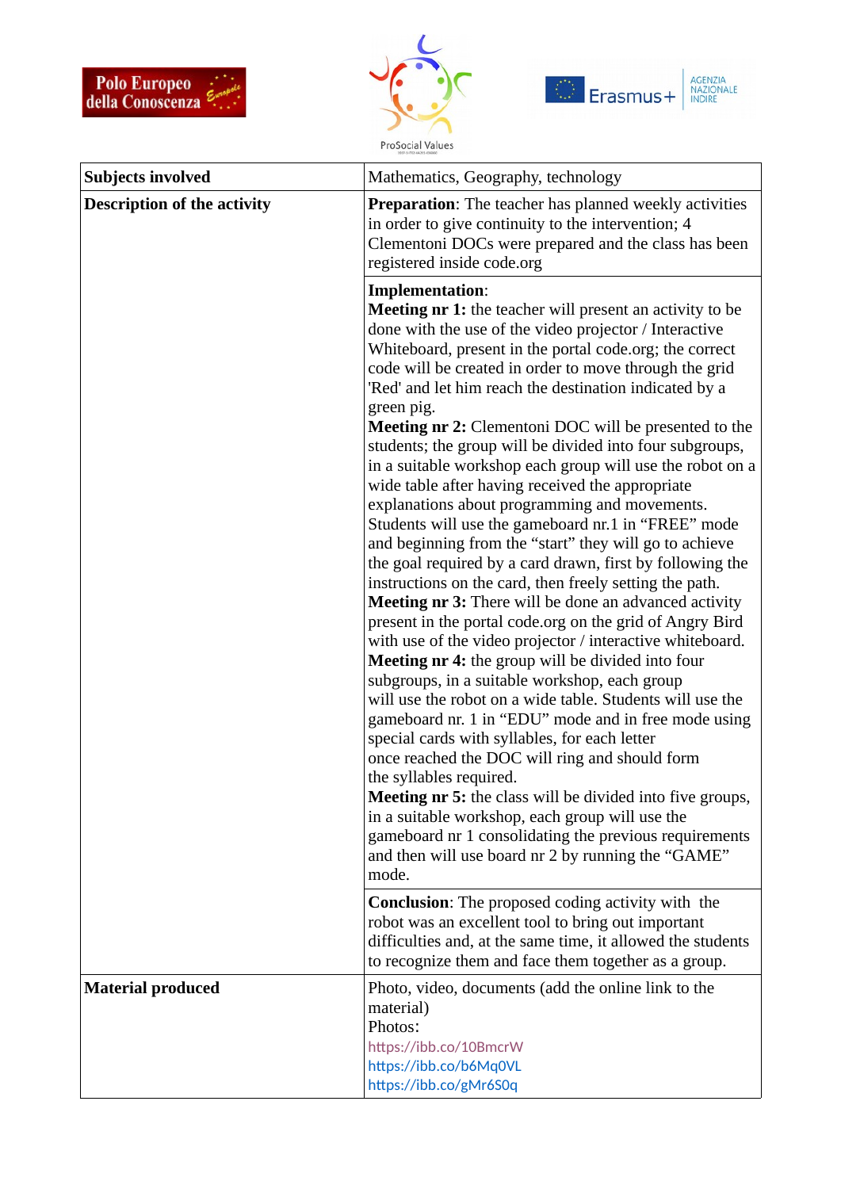| | |
|---|---|
| **Subjects involved** | Mathematics, Geography, technology |
| **Description of the activity** | **Preparation**: The teacher has planned weekly activities in order to give continuity to the intervention; 4 Clementoni DOCs were prepared and the class has been registered inside code.org |
| | **Implementation**:<br>**Meeting nr 1:** the teacher will present an activity to be done with the use of the video projector / Interactive Whiteboard, present in the portal code.org; the correct code will be created in order to move through the grid 'Red' and let him reach the destination indicated by a green pig.<br>**Meeting nr 2:** Clementoni DOC will be presented to the students; the group will be divided into four subgroups, in a suitable workshop each group will use the robot on a wide table after having received the appropriate explanations about programming and movements. Students will use the gameboard nr.1 in "FREE" mode and beginning from the "start" they will go to achieve the goal required by a card drawn, first by following the instructions on the card, then freely setting the path.<br>**Meeting nr 3:** There will be done an advanced activity present in the portal code.org on the grid of Angry Bird with use of the video projector / interactive whiteboard.<br>**Meeting nr 4:** the group will be divided into four subgroups, in a suitable workshop, each group will use the robot on a wide table. Students will use the gameboard nr. 1 in "EDU" mode and in free mode using special cards with syllables, for each letter once reached the DOC will ring and should form the syllables required.<br>**Meeting nr 5:** the class will be divided into five groups, in a suitable workshop, each group will use the gameboard nr 1 consolidating the previous requirements and then will use board nr 2 by running the "GAME" mode. |
| | **Conclusion**: The proposed coding activity with the robot was an excellent tool to bring out important difficulties and, at the same time, it allowed the students to recognize them and face them together as a group. |
| **Material produced** | Photo, video, documents (add the online link to the material)<br>Photos:<br>https://ibb.co/10BmcrW<br>https://ibb.co/b6Mq0VL<br>https://ibb.co/gMr6S0q |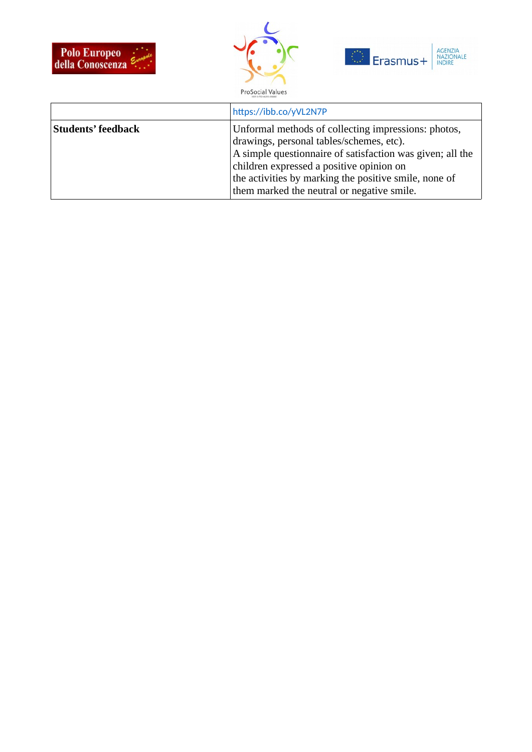| | |
|---|---|
| | https://ibb.co/yVL2N7P |
| **Students' feedback** | Unformal methods of collecting impressions: photos, drawings, personal tables/schemes, etc).<br>A simple questionnaire of satisfaction was given; all the children expressed a positive opinion on<br>the activities by marking the positive smile, none of them marked the neutral or negative smile. |